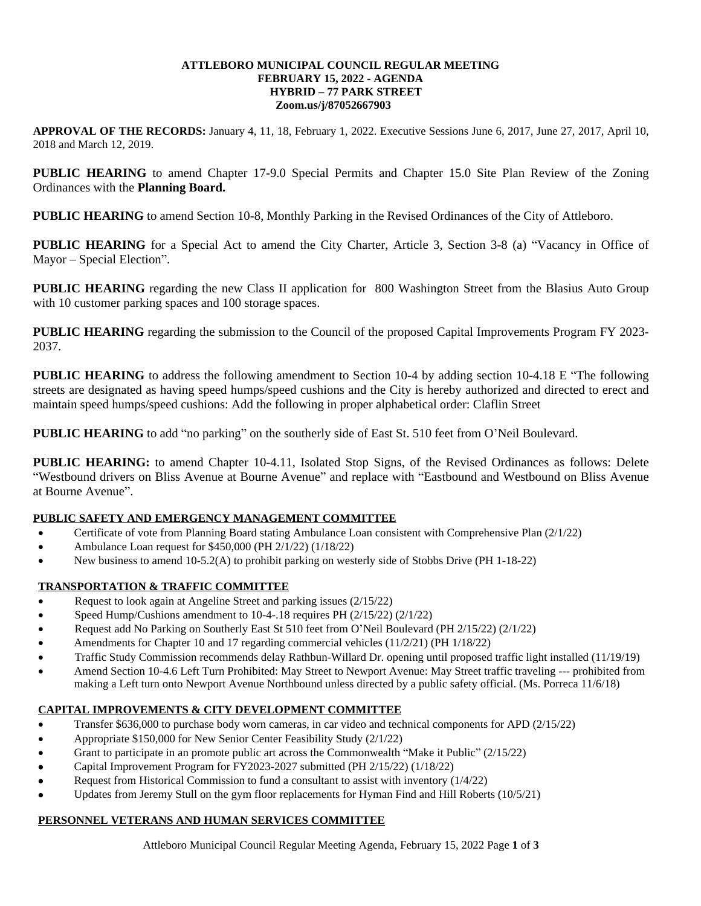**ATTLEBORO MUNICIPAL COUNCIL REGULAR MEETING**
**FEBRUARY 15, 2022 - AGENDA**
**HYBRID – 77 PARK STREET**
**Zoom.us/j/87052667903**

**APPROVAL OF THE RECORDS:** January 4, 11, 18, February 1, 2022. Executive Sessions June 6, 2017, June 27, 2017, April 10, 2018 and March 12, 2019.

**PUBLIC HEARING** to amend Chapter 17-9.0 Special Permits and Chapter 15.0 Site Plan Review of the Zoning Ordinances with the **Planning Board.**

**PUBLIC HEARING** to amend Section 10-8, Monthly Parking in the Revised Ordinances of the City of Attleboro.

**PUBLIC HEARING** for a Special Act to amend the City Charter, Article 3, Section 3-8 (a) "Vacancy in Office of Mayor – Special Election".

**PUBLIC HEARING** regarding the new Class II application for 800 Washington Street from the Blasius Auto Group with 10 customer parking spaces and 100 storage spaces.

**PUBLIC HEARING** regarding the submission to the Council of the proposed Capital Improvements Program FY 2023-2037.

**PUBLIC HEARING** to address the following amendment to Section 10-4 by adding section 10-4.18 E "The following streets are designated as having speed humps/speed cushions and the City is hereby authorized and directed to erect and maintain speed humps/speed cushions: Add the following in proper alphabetical order: Claflin Street

**PUBLIC HEARING** to add "no parking" on the southerly side of East St. 510 feet from O'Neil Boulevard.

**PUBLIC HEARING:** to amend Chapter 10-4.11, Isolated Stop Signs, of the Revised Ordinances as follows: Delete "Westbound drivers on Bliss Avenue at Bourne Avenue" and replace with "Eastbound and Westbound on Bliss Avenue at Bourne Avenue".

**PUBLIC SAFETY AND EMERGENCY MANAGEMENT COMMITTEE**

- Certificate of vote from Planning Board stating Ambulance Loan consistent with Comprehensive Plan (2/1/22)
- Ambulance Loan request for $450,000 (PH 2/1/22) (1/18/22)
- New business to amend 10-5.2(A) to prohibit parking on westerly side of Stobbs Drive (PH 1-18-22)

**TRANSPORTATION & TRAFFIC COMMITTEE**

- Request to look again at Angeline Street and parking issues (2/15/22)
- Speed Hump/Cushions amendment to 10-4-.18 requires PH (2/15/22) (2/1/22)
- Request add No Parking on Southerly East St 510 feet from O'Neil Boulevard (PH 2/15/22) (2/1/22)
- Amendments for Chapter 10 and 17 regarding commercial vehicles (11/2/21) (PH 1/18/22)
- Traffic Study Commission recommends delay Rathbun-Willard Dr. opening until proposed traffic light installed (11/19/19)
- Amend Section 10-4.6 Left Turn Prohibited: May Street to Newport Avenue: May Street traffic traveling --- prohibited from making a Left turn onto Newport Avenue Northbound unless directed by a public safety official. (Ms. Porreca 11/6/18)

**CAPITAL IMPROVEMENTS & CITY DEVELOPMENT COMMITTEE**

- Transfer $636,000 to purchase body worn cameras, in car video and technical components for APD (2/15/22)
- Appropriate $150,000 for New Senior Center Feasibility Study (2/1/22)
- Grant to participate in an promote public art across the Commonwealth "Make it Public" (2/15/22)
- Capital Improvement Program for FY2023-2027 submitted (PH 2/15/22) (1/18/22)
- Request from Historical Commission to fund a consultant to assist with inventory (1/4/22)
- Updates from Jeremy Stull on the gym floor replacements for Hyman Find and Hill Roberts (10/5/21)

**PERSONNEL VETERANS AND HUMAN SERVICES COMMITTEE**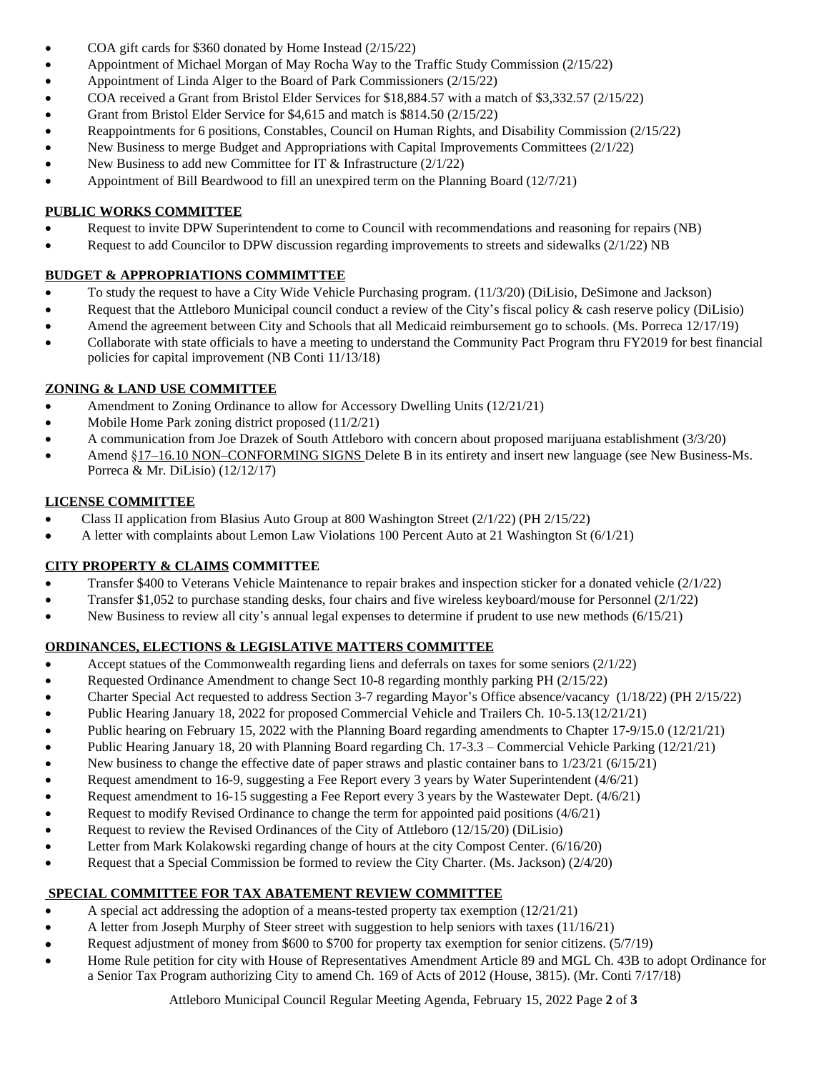- COA gift cards for $360 donated by Home Instead (2/15/22)
- Appointment of Michael Morgan of May Rocha Way to the Traffic Study Commission (2/15/22)
- Appointment of Linda Alger to the Board of Park Commissioners (2/15/22)
- COA received a Grant from Bristol Elder Services for $18,884.57 with a match of $3,332.57 (2/15/22)
- Grant from Bristol Elder Service for $4,615 and match is $814.50 (2/15/22)
- Reappointments for 6 positions, Constables, Council on Human Rights, and Disability Commission (2/15/22)
- New Business to merge Budget and Appropriations with Capital Improvements Committees (2/1/22)
- New Business to add new Committee for IT & Infrastructure (2/1/22)
- Appointment of Bill Beardwood to fill an unexpired term on the Planning Board (12/7/21)

**PUBLIC WORKS COMMITTEE**

- Request to invite DPW Superintendent to come to Council with recommendations and reasoning for repairs (NB)
- Request to add Councilor to DPW discussion regarding improvements to streets and sidewalks (2/1/22) NB

**BUDGET & APPROPRIATIONS COMMIMTTEE**

- To study the request to have a City Wide Vehicle Purchasing program. (11/3/20) (DiLisio, DeSimone and Jackson)
- Request that the Attleboro Municipal council conduct a review of the City's fiscal policy & cash reserve policy (DiLisio)
- Amend the agreement between City and Schools that all Medicaid reimbursement go to schools. (Ms. Porreca 12/17/19)
- Collaborate with state officials to have a meeting to understand the Community Pact Program thru FY2019 for best financial policies for capital improvement (NB Conti 11/13/18)

**ZONING & LAND USE COMMITTEE**

- Amendment to Zoning Ordinance to allow for Accessory Dwelling Units (12/21/21)
- Mobile Home Park zoning district proposed (11/2/21)
- A communication from Joe Drazek of South Attleboro with concern about proposed marijuana establishment (3/3/20)
- Amend §17–16.10 NON–CONFORMING SIGNS Delete B in its entirety and insert new language (see New Business-Ms. Porreca & Mr. DiLisio) (12/12/17)

**LICENSE COMMITTEE**

- Class II application from Blasius Auto Group at 800 Washington Street (2/1/22) (PH 2/15/22)
- A letter with complaints about Lemon Law Violations 100 Percent Auto at 21 Washington St (6/1/21)

**CITY PROPERTY & CLAIMS COMMITTEE**

- Transfer $400 to Veterans Vehicle Maintenance to repair brakes and inspection sticker for a donated vehicle (2/1/22)
- Transfer $1,052 to purchase standing desks, four chairs and five wireless keyboard/mouse for Personnel (2/1/22)
- New Business to review all city's annual legal expenses to determine if prudent to use new methods (6/15/21)

**ORDINANCES, ELECTIONS & LEGISLATIVE MATTERS COMMITTEE**

- Accept statues of the Commonwealth regarding liens and deferrals on taxes for some seniors (2/1/22)
- Requested Ordinance Amendment to change Sect 10-8 regarding monthly parking PH (2/15/22)
- Charter Special Act requested to address Section 3-7 regarding Mayor's Office absence/vacancy (1/18/22) (PH 2/15/22)
- Public Hearing January 18, 2022 for proposed Commercial Vehicle and Trailers Ch. 10-5.13(12/21/21)
- Public hearing on February 15, 2022 with the Planning Board regarding amendments to Chapter 17-9/15.0 (12/21/21)
- Public Hearing January 18, 20 with Planning Board regarding Ch. 17-3.3 – Commercial Vehicle Parking (12/21/21)
- New business to change the effective date of paper straws and plastic container bans to 1/23/21 (6/15/21)
- Request amendment to 16-9, suggesting a Fee Report every 3 years by Water Superintendent (4/6/21)
- Request amendment to 16-15 suggesting a Fee Report every 3 years by the Wastewater Dept. (4/6/21)
- Request to modify Revised Ordinance to change the term for appointed paid positions (4/6/21)
- Request to review the Revised Ordinances of the City of Attleboro (12/15/20) (DiLisio)
- Letter from Mark Kolakowski regarding change of hours at the city Compost Center. (6/16/20)
- Request that a Special Commission be formed to review the City Charter. (Ms. Jackson) (2/4/20)

**SPECIAL COMMITTEE FOR TAX ABATEMENT REVIEW COMMITTEE**

- A special act addressing the adoption of a means-tested property tax exemption (12/21/21)
- A letter from Joseph Murphy of Steer street with suggestion to help seniors with taxes (11/16/21)
- Request adjustment of money from $600 to $700 for property tax exemption for senior citizens. (5/7/19)
- Home Rule petition for city with House of Representatives Amendment Article 89 and MGL Ch. 43B to adopt Ordinance for a Senior Tax Program authorizing City to amend Ch. 169 of Acts of 2012 (House, 3815). (Mr. Conti 7/17/18)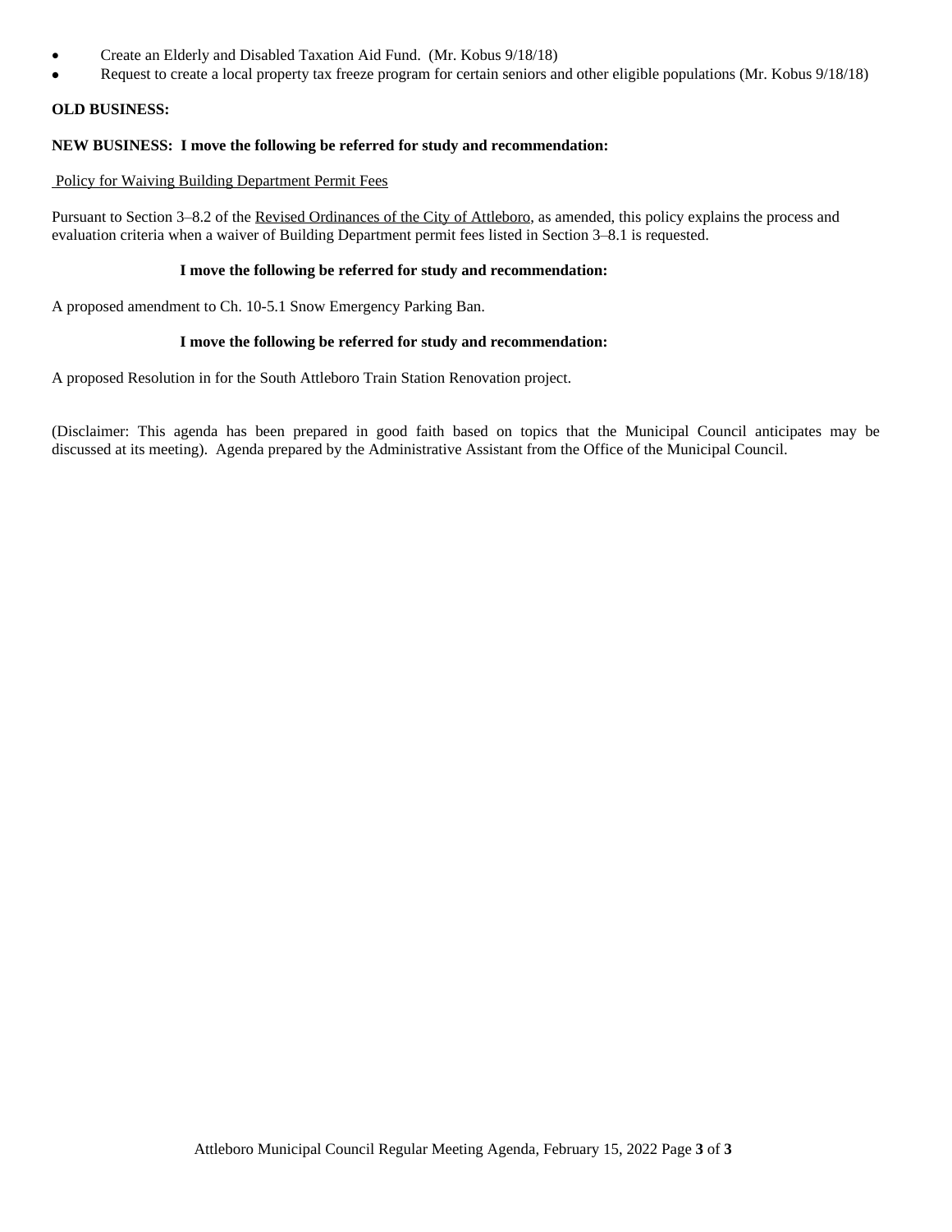- Create an Elderly and Disabled Taxation Aid Fund. (Mr. Kobus 9/18/18)
- Request to create a local property tax freeze program for certain seniors and other eligible populations (Mr. Kobus 9/18/18)

**OLD BUSINESS:**

**NEW BUSINESS: I move the following be referred for study and recommendation:**

Policy for Waiving Building Department Permit Fees

Pursuant to Section 3–8.2 of the Revised Ordinances of the City of Attleboro, as amended, this policy explains the process and evaluation criteria when a waiver of Building Department permit fees listed in Section 3–8.1 is requested.

**I move the following be referred for study and recommendation:**

A proposed amendment to Ch. 10-5.1 Snow Emergency Parking Ban.

**I move the following be referred for study and recommendation:**

A proposed Resolution in for the South Attleboro Train Station Renovation project.

(Disclaimer: This agenda has been prepared in good faith based on topics that the Municipal Council anticipates may be discussed at its meeting). Agenda prepared by the Administrative Assistant from the Office of the Municipal Council.